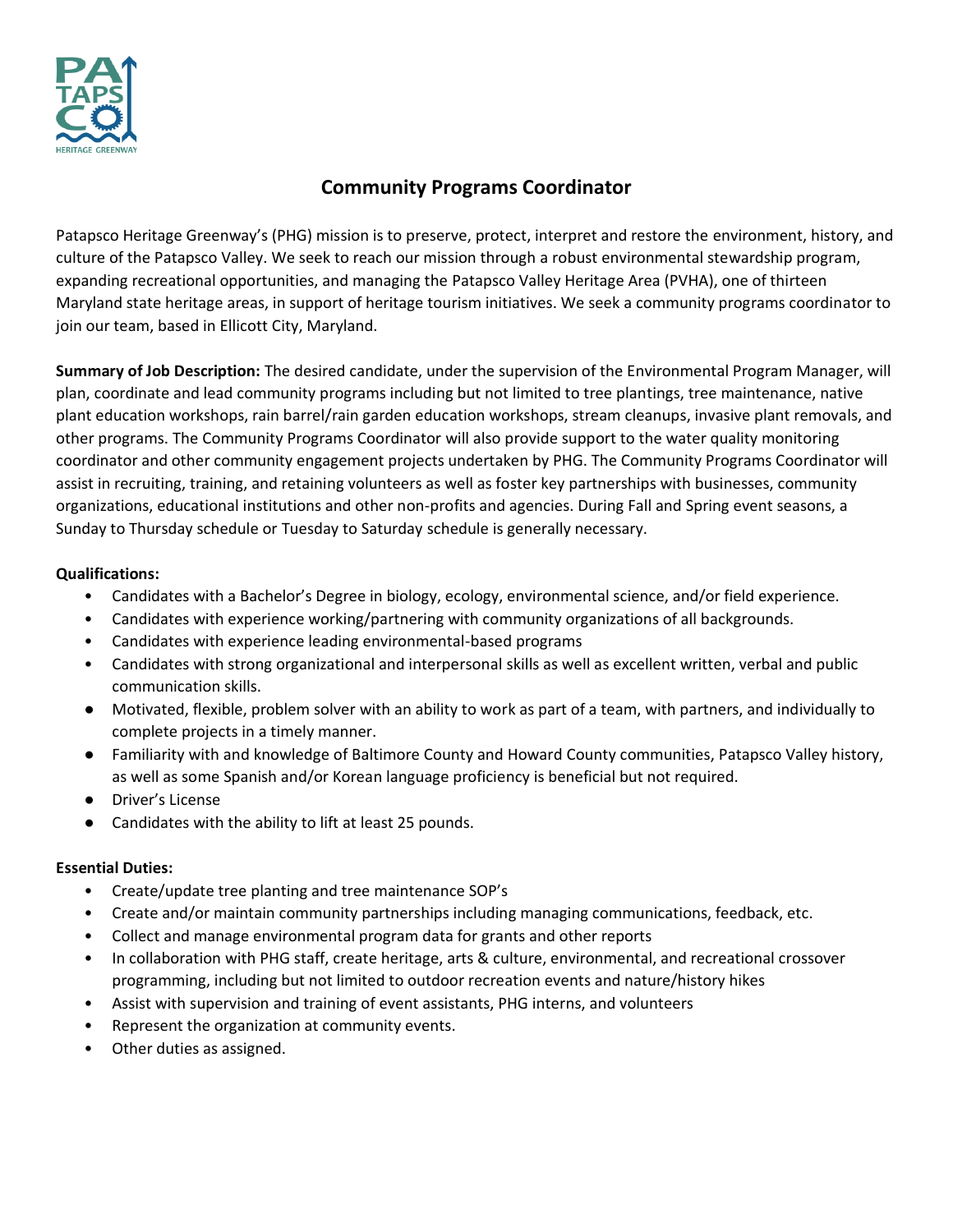PA
TAPS
CO
HERITAGE GREENWAY

# Community Programs Coordinator

Patapsco Heritage Greenway's (PHG) mission is to preserve, protect, interpret and restore the environment, history, and culture of the Patapsco Valley. We seek to reach our mission through a robust environmental stewardship program, expanding recreational opportunities, and managing the Patapsco Valley Heritage Area (PVHA), one of thirteen Maryland state heritage areas, in support of heritage tourism initiatives. We seek a community programs coordinator to join our team, based in Ellicott City, Maryland.

**Summary of Job Description:** The desired candidate, under the supervision of the Environmental Program Manager, will plan, coordinate and lead community programs including but not limited to tree plantings, tree maintenance, native plant education workshops, rain barrel/rain garden education workshops, stream cleanups, invasive plant removals, and other programs. The Community Programs Coordinator will also provide support to the water quality monitoring coordinator and other community engagement projects undertaken by PHG. The Community Programs Coordinator will assist in recruiting, training, and retaining volunteers as well as foster key partnerships with businesses, community organizations, educational institutions and other non-profits and agencies. During Fall and Spring event seasons, a Sunday to Thursday schedule or Tuesday to Saturday schedule is generally necessary.

**Qualifications:**

- Candidates with a Bachelor's Degree in biology, ecology, environmental science, and/or field experience.
- Candidates with experience working/partnering with community organizations of all backgrounds.
- Candidates with experience leading environmental-based programs
- Candidates with strong organizational and interpersonal skills as well as excellent written, verbal and public communication skills.
- Motivated, flexible, problem solver with an ability to work as part of a team, with partners, and individually to complete projects in a timely manner.
- Familiarity with and knowledge of Baltimore County and Howard County communities, Patapsco Valley history, as well as some Spanish and/or Korean language proficiency is beneficial but not required.
- Driver's License
- Candidates with the ability to lift at least 25 pounds.

**Essential Duties:**

- Create/update tree planting and tree maintenance SOP's
- Create and/or maintain community partnerships including managing communications, feedback, etc.
- Collect and manage environmental program data for grants and other reports
- In collaboration with PHG staff, create heritage, arts & culture, environmental, and recreational crossover programming, including but not limited to outdoor recreation events and nature/history hikes
- Assist with supervision and training of event assistants, PHG interns, and volunteers
- Represent the organization at community events.
- Other duties as assigned.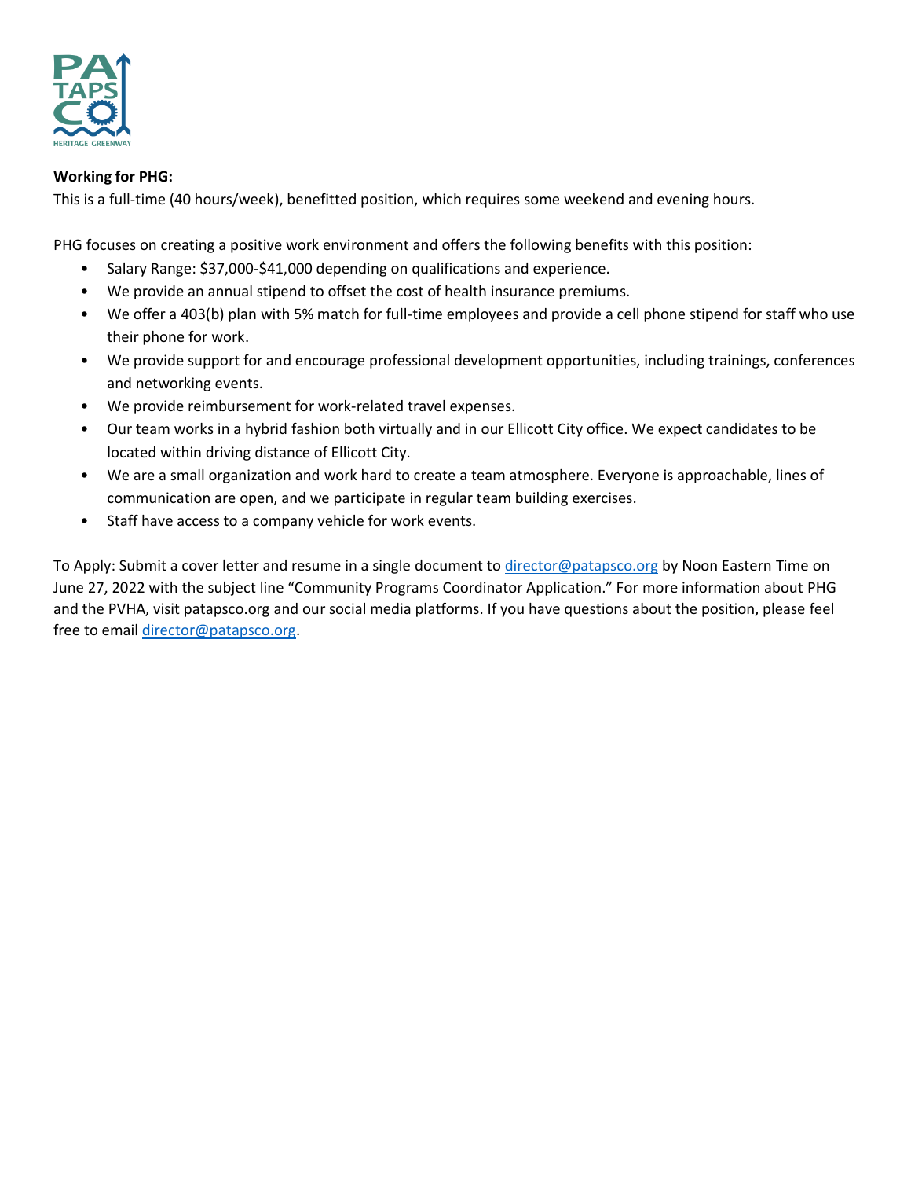**Working for PHG:**

This is a full-time (40 hours/week), benefitted position, which requires some weekend and evening hours.

PHG focuses on creating a positive work environment and offers the following benefits with this position:

- Salary Range: $37,000-$41,000 depending on qualifications and experience.
- We provide an annual stipend to offset the cost of health insurance premiums.
- We offer a 403(b) plan with 5% match for full-time employees and provide a cell phone stipend for staff who use their phone for work.
- We provide support for and encourage professional development opportunities, including trainings, conferences and networking events.
- We provide reimbursement for work-related travel expenses.
- Our team works in a hybrid fashion both virtually and in our Ellicott City office. We expect candidates to be located within driving distance of Ellicott City.
- We are a small organization and work hard to create a team atmosphere. Everyone is approachable, lines of communication are open, and we participate in regular team building exercises.
- Staff have access to a company vehicle for work events.

To Apply: Submit a cover letter and resume in a single document to director@patapsco.org by Noon Eastern Time on June 27, 2022 with the subject line "Community Programs Coordinator Application." For more information about PHG and the PVHA, visit patapsco.org and our social media platforms. If you have questions about the position, please feel free to email director@patapsco.org.